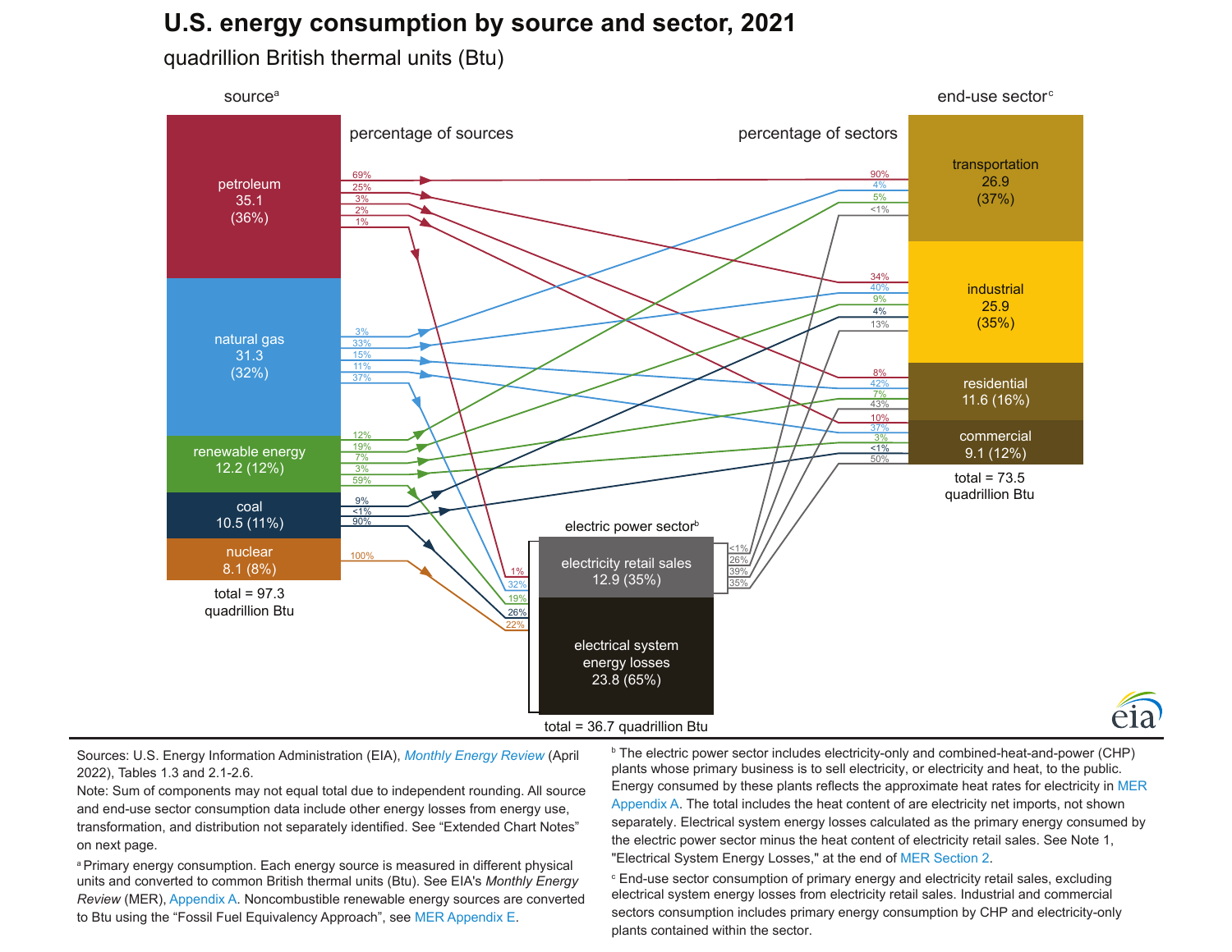# U.S. energy consumption by source and sector, 2021

quadrillion British thermal units (Btu)

**source**[a]

- petroleum 35.1 (36%)
- natural gas 31.3 (32%)
- renewable energy 12.2 (12%)
- coal 10.5 (11%)
- nuclear 8.1 (8%)

total = 97.3 quadrillion Btu

**percentage of sources**

| Source | Transportation | Industrial | Residential | Commercial | Electric power |
|---|---|---|---|---|---|
| petroleum | 69% | 25% | 3% | 2% | 1% |
| natural gas | 3% | 33% | 15% | 11% | 37% |
| renewable energy | 12% | 19% | 7% | 3% | 59% |
| coal | | 9% | | <1% | 90% |
| nuclear | | | | | 100% |

**electric power sector**[b]

- electricity retail sales 12.9 (35%)
- electrical system energy losses 23.8 (65%)

total = 36.7 quadrillion Btu

Shares of electric power sector: petroleum 1%, natural gas 32%, renewable energy 19%, coal 26%, nuclear 22%

Electricity retail sales to end-use sectors: <1% transportation, 26% industrial, 39% residential, 35% commercial

**end-use sector**[c]

- transportation 26.9 (37%)
- industrial 25.9 (35%)
- residential 11.6 (16%)
- commercial 9.1 (12%)

total = 73.5 quadrillion Btu

**percentage of sectors**

| Sector | Petroleum | Natural gas | Renewable energy | Coal | Electricity retail sales |
|---|---|---|---|---|---|
| transportation | 90% | 4% | 5% | | <1% |
| industrial | 34% | 40% | 9% | 4% | 13% |
| residential | 8% | 42% | 7% | | 43% |
| commercial | 10% | 37% | 3% | <1% | 50% |

Sources: U.S. Energy Information Administration (EIA), *Monthly Energy Review* (April 2022), Tables 1.3 and 2.1-2.6.

Note: Sum of components may not equal total due to independent rounding. All source and end-use sector consumption data include other energy losses from energy use, transformation, and distribution not separately identified. See "Extended Chart Notes" on next page.

[a] Primary energy consumption. Each energy source is measured in different physical units and converted to common British thermal units (Btu). See EIA's *Monthly Energy Review* (MER), Appendix A. Noncombustible renewable energy sources are converted to Btu using the "Fossil Fuel Equivalency Approach", see MER Appendix E.

[b] The electric power sector includes electricity-only and combined-heat-and-power (CHP) plants whose primary business is to sell electricity, or electricity and heat, to the public. Energy consumed by these plants reflects the approximate heat rates for electricity in MER Appendix A. The total includes the heat content of are electricity net imports, not shown separately. Electrical system energy losses calculated as the primary energy consumed by the electric power sector minus the heat content of electricity retail sales. See Note 1, "Electrical System Energy Losses," at the end of MER Section 2.

[c] End-use sector consumption of primary energy and electricity retail sales, excluding electrical system energy losses from electricity retail sales. Industrial and commercial sectors consumption includes primary energy consumption by CHP and electricity-only plants contained within the sector.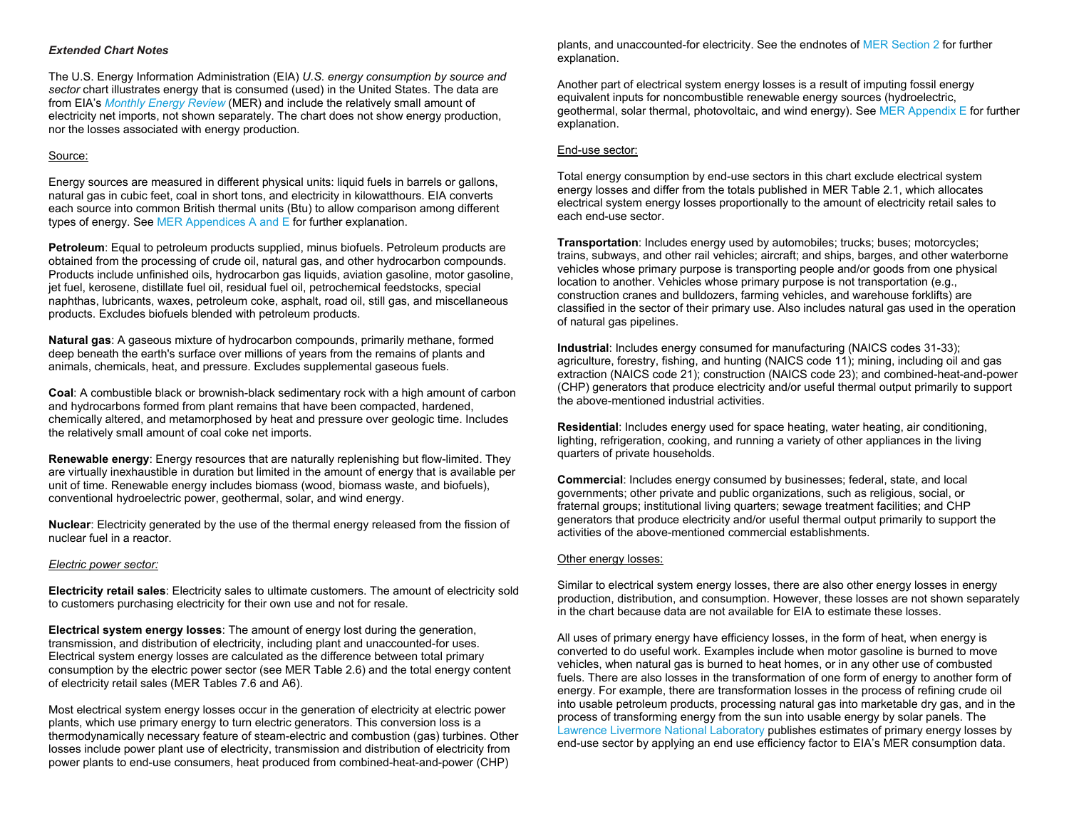*Extended Chart Notes*

The U.S. Energy Information Administration (EIA) *U.S. energy consumption by source and sector* chart illustrates energy that is consumed (used) in the United States. The data are from EIA's *Monthly Energy Review* (MER) and include the relatively small amount of electricity net imports, not shown separately. The chart does not show energy production, nor the losses associated with energy production.

Source:

Energy sources are measured in different physical units: liquid fuels in barrels or gallons, natural gas in cubic feet, coal in short tons, and electricity in kilowatthours. EIA converts each source into common British thermal units (Btu) to allow comparison among different types of energy. See MER Appendices A and E for further explanation.

**Petroleum**: Equal to petroleum products supplied, minus biofuels. Petroleum products are obtained from the processing of crude oil, natural gas, and other hydrocarbon compounds. Products include unfinished oils, hydrocarbon gas liquids, aviation gasoline, motor gasoline, jet fuel, kerosene, distillate fuel oil, residual fuel oil, petrochemical feedstocks, special naphthas, lubricants, waxes, petroleum coke, asphalt, road oil, still gas, and miscellaneous products. Excludes biofuels blended with petroleum products.

**Natural gas**: A gaseous mixture of hydrocarbon compounds, primarily methane, formed deep beneath the earth's surface over millions of years from the remains of plants and animals, chemicals, heat, and pressure. Excludes supplemental gaseous fuels.

**Coal**: A combustible black or brownish-black sedimentary rock with a high amount of carbon and hydrocarbons formed from plant remains that have been compacted, hardened, chemically altered, and metamorphosed by heat and pressure over geologic time. Includes the relatively small amount of coal coke net imports.

**Renewable energy**: Energy resources that are naturally replenishing but flow-limited. They are virtually inexhaustible in duration but limited in the amount of energy that is available per unit of time. Renewable energy includes biomass (wood, biomass waste, and biofuels), conventional hydroelectric power, geothermal, solar, and wind energy.

**Nuclear**: Electricity generated by the use of the thermal energy released from the fission of nuclear fuel in a reactor.

*Electric power sector:*

**Electricity retail sales**: Electricity sales to ultimate customers. The amount of electricity sold to customers purchasing electricity for their own use and not for resale.

**Electrical system energy losses**: The amount of energy lost during the generation, transmission, and distribution of electricity, including plant and unaccounted-for uses. Electrical system energy losses are calculated as the difference between total primary consumption by the electric power sector (see MER Table 2.6) and the total energy content of electricity retail sales (MER Tables 7.6 and A6).

Most electrical system energy losses occur in the generation of electricity at electric power plants, which use primary energy to turn electric generators. This conversion loss is a thermodynamically necessary feature of steam-electric and combustion (gas) turbines. Other losses include power plant use of electricity, transmission and distribution of electricity from power plants to end-use consumers, heat produced from combined-heat-and-power (CHP) plants, and unaccounted-for electricity. See the endnotes of MER Section 2 for further explanation.

Another part of electrical system energy losses is a result of imputing fossil energy equivalent inputs for noncombustible renewable energy sources (hydroelectric, geothermal, solar thermal, photovoltaic, and wind energy). See MER Appendix E for further explanation.

End-use sector:

Total energy consumption by end-use sectors in this chart exclude electrical system energy losses and differ from the totals published in MER Table 2.1, which allocates electrical system energy losses proportionally to the amount of electricity retail sales to each end-use sector.

**Transportation**: Includes energy used by automobiles; trucks; buses; motorcycles; trains, subways, and other rail vehicles; aircraft; and ships, barges, and other waterborne vehicles whose primary purpose is transporting people and/or goods from one physical location to another. Vehicles whose primary purpose is not transportation (e.g., construction cranes and bulldozers, farming vehicles, and warehouse forklifts) are classified in the sector of their primary use. Also includes natural gas used in the operation of natural gas pipelines.

**Industrial**: Includes energy consumed for manufacturing (NAICS codes 31-33); agriculture, forestry, fishing, and hunting (NAICS code 11); mining, including oil and gas extraction (NAICS code 21); construction (NAICS code 23); and combined-heat-and-power (CHP) generators that produce electricity and/or useful thermal output primarily to support the above-mentioned industrial activities.

**Residential**: Includes energy used for space heating, water heating, air conditioning, lighting, refrigeration, cooking, and running a variety of other appliances in the living quarters of private households.

**Commercial**: Includes energy consumed by businesses; federal, state, and local governments; other private and public organizations, such as religious, social, or fraternal groups; institutional living quarters; sewage treatment facilities; and CHP generators that produce electricity and/or useful thermal output primarily to support the activities of the above-mentioned commercial establishments.

Other energy losses:

Similar to electrical system energy losses, there are also other energy losses in energy production, distribution, and consumption. However, these losses are not shown separately in the chart because data are not available for EIA to estimate these losses.

All uses of primary energy have efficiency losses, in the form of heat, when energy is converted to do useful work. Examples include when motor gasoline is burned to move vehicles, when natural gas is burned to heat homes, or in any other use of combusted fuels. There are also losses in the transformation of one form of energy to another form of energy. For example, there are transformation losses in the process of refining crude oil into usable petroleum products, processing natural gas into marketable dry gas, and in the process of transforming energy from the sun into usable energy by solar panels. The Lawrence Livermore National Laboratory publishes estimates of primary energy losses by end-use sector by applying an end use efficiency factor to EIA's MER consumption data.